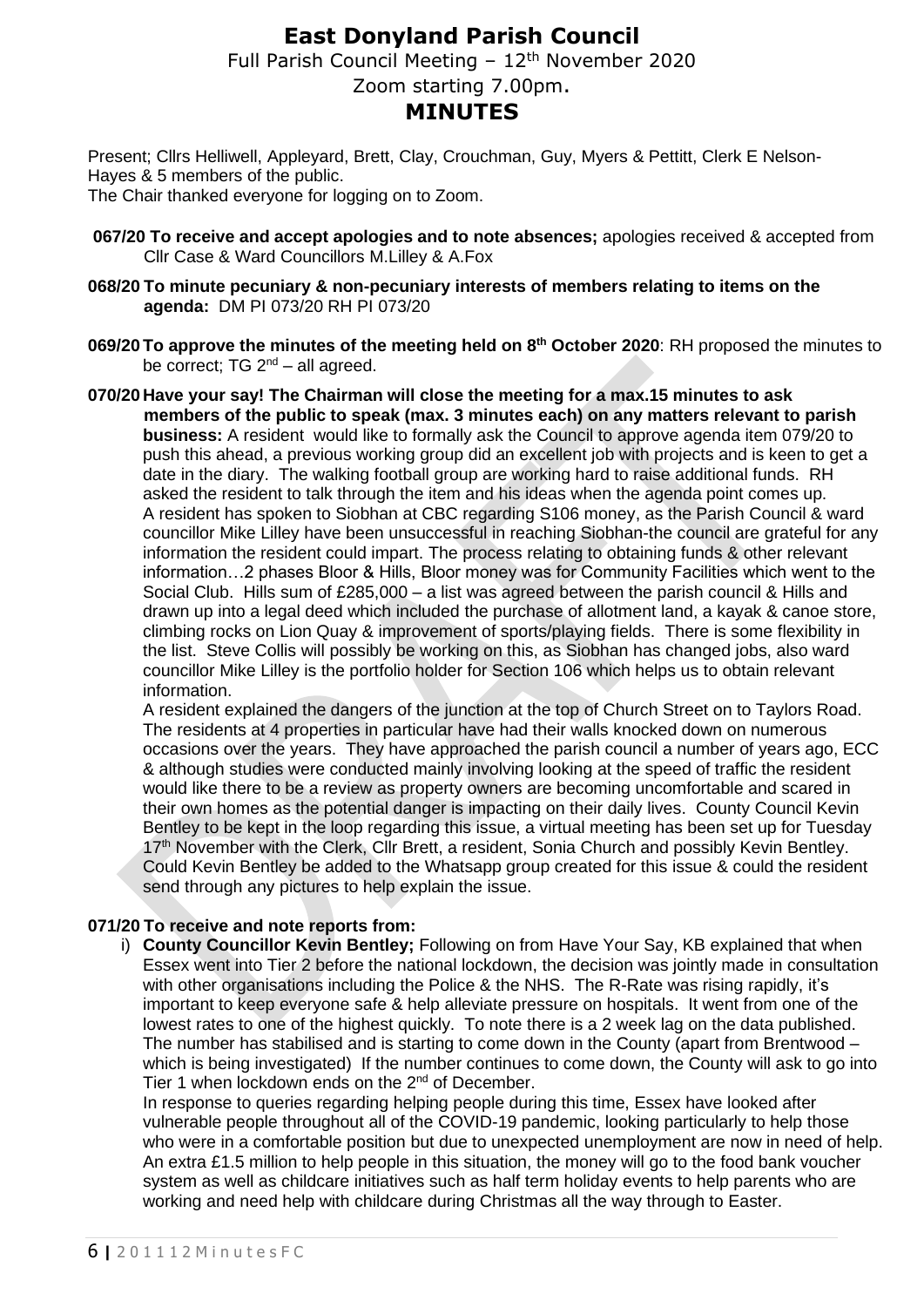# East Donyland Parish Council

Full Parish Council Meeting – 12th November 2020

Zoom starting 7.00pm.

## MINUTES

Present; Cllrs Helliwell, Appleyard, Brett, Clay, Crouchman, Guy, Myers & Pettitt, Clerk E Nelson-Hayes & 5 members of the public.

The Chair thanked everyone for logging on to Zoom.

**067/20 To receive and accept apologies and to note absences;** apologies received & accepted from Cllr Case & Ward Councillors M.Lilley & A.Fox

**068/20 To minute pecuniary & non-pecuniary interests of members relating to items on the agenda:** DM PI 073/20 RH PI 073/20

**069/20 To approve the minutes of the meeting held on 8th October 2020**: RH proposed the minutes to be correct; TG 2nd – all agreed.

**070/20 Have your say! The Chairman will close the meeting for a max.15 minutes to ask members of the public to speak (max. 3 minutes each) on any matters relevant to parish business:** A resident would like to formally ask the Council to approve agenda item 079/20 to push this ahead, a previous working group did an excellent job with projects and is keen to get a date in the diary. The walking football group are working hard to raise additional funds. RH asked the resident to talk through the item and his ideas when the agenda point comes up.

A resident has spoken to Siobhan at CBC regarding S106 money, as the Parish Council & ward councillor Mike Lilley have been unsuccessful in reaching Siobhan-the council are grateful for any information the resident could impart. The process relating to obtaining funds & other relevant information…2 phases Bloor & Hills, Bloor money was for Community Facilities which went to the Social Club. Hills sum of £285,000 – a list was agreed between the parish council & Hills and drawn up into a legal deed which included the purchase of allotment land, a kayak & canoe store, climbing rocks on Lion Quay & improvement of sports/playing fields. There is some flexibility in the list. Steve Collis will possibly be working on this, as Siobhan has changed jobs, also ward councillor Mike Lilley is the portfolio holder for Section 106 which helps us to obtain relevant information.

A resident explained the dangers of the junction at the top of Church Street on to Taylors Road. The residents at 4 properties in particular have had their walls knocked down on numerous occasions over the years. They have approached the parish council a number of years ago, ECC & although studies were conducted mainly involving looking at the speed of traffic the resident would like there to be a review as property owners are becoming uncomfortable and scared in their own homes as the potential danger is impacting on their daily lives. County Council Kevin Bentley to be kept in the loop regarding this issue, a virtual meeting has been set up for Tuesday 17th November with the Clerk, Cllr Brett, a resident, Sonia Church and possibly Kevin Bentley. Could Kevin Bentley be added to the Whatsapp group created for this issue & could the resident send through any pictures to help explain the issue.

**071/20 To receive and note reports from:**

i) **County Councillor Kevin Bentley;** Following on from Have Your Say, KB explained that when Essex went into Tier 2 before the national lockdown, the decision was jointly made in consultation with other organisations including the Police & the NHS. The R-Rate was rising rapidly, it's important to keep everyone safe & help alleviate pressure on hospitals. It went from one of the lowest rates to one of the highest quickly. To note there is a 2 week lag on the data published. The number has stabilised and is starting to come down in the County (apart from Brentwood – which is being investigated) If the number continues to come down, the County will ask to go into Tier 1 when lockdown ends on the 2nd of December.

In response to queries regarding helping people during this time, Essex have looked after vulnerable people throughout all of the COVID-19 pandemic, looking particularly to help those who were in a comfortable position but due to unexpected unemployment are now in need of help. An extra £1.5 million to help people in this situation, the money will go to the food bank voucher system as well as childcare initiatives such as half term holiday events to help parents who are working and need help with childcare during Christmas all the way through to Easter.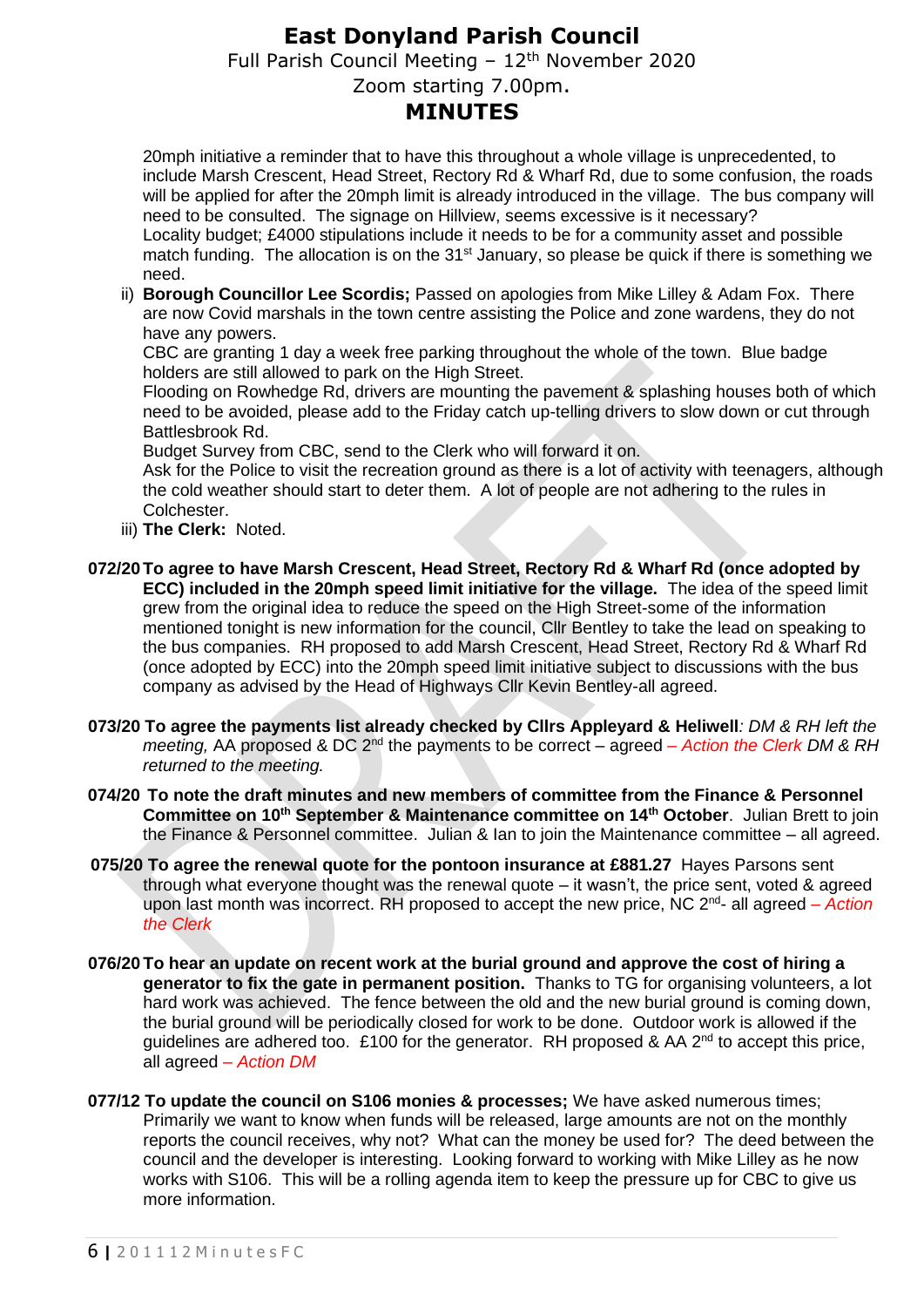# East Donyland Parish Council

Full Parish Council Meeting – 12th November 2020

Zoom starting 7.00pm.

## MINUTES

20mph initiative a reminder that to have this throughout a whole village is unprecedented, to include Marsh Crescent, Head Street, Rectory Rd & Wharf Rd, due to some confusion, the roads will be applied for after the 20mph limit is already introduced in the village. The bus company will need to be consulted. The signage on Hillview, seems excessive is it necessary?
Locality budget; £4000 stipulations include it needs to be for a community asset and possible match funding. The allocation is on the 31st January, so please be quick if there is something we need.

ii) **Borough Councillor Lee Scordis;** Passed on apologies from Mike Lilley & Adam Fox. There are now Covid marshals in the town centre assisting the Police and zone wardens, they do not have any powers.
CBC are granting 1 day a week free parking throughout the whole of the town. Blue badge holders are still allowed to park on the High Street.
Flooding on Rowhedge Rd, drivers are mounting the pavement & splashing houses both of which need to be avoided, please add to the Friday catch up-telling drivers to slow down or cut through Battlesbrook Rd.
Budget Survey from CBC, send to the Clerk who will forward it on.
Ask for the Police to visit the recreation ground as there is a lot of activity with teenagers, although the cold weather should start to deter them. A lot of people are not adhering to the rules in Colchester.

iii) **The Clerk:** Noted.

**072/20 To agree to have Marsh Crescent, Head Street, Rectory Rd & Wharf Rd (once adopted by ECC) included in the 20mph speed limit initiative for the village.** The idea of the speed limit grew from the original idea to reduce the speed on the High Street-some of the information mentioned tonight is new information for the council, Cllr Bentley to take the lead on speaking to the bus companies. RH proposed to add Marsh Crescent, Head Street, Rectory Rd & Wharf Rd (once adopted by ECC) into the 20mph speed limit initiative subject to discussions with the bus company as advised by the Head of Highways Cllr Kevin Bentley-all agreed.

**073/20 To agree the payments list already checked by Cllrs Appleyard & Heliwell***: DM & RH left the meeting,* AA proposed & DC 2nd the payments to be correct – agreed *– Action the Clerk DM & RH returned to the meeting.*

**074/20 To note the draft minutes and new members of committee from the Finance & Personnel Committee on 10th September & Maintenance committee on 14th October**. Julian Brett to join the Finance & Personnel committee. Julian & Ian to join the Maintenance committee – all agreed.

**075/20 To agree the renewal quote for the pontoon insurance at £881.27** Hayes Parsons sent through what everyone thought was the renewal quote – it wasn't, the price sent, voted & agreed upon last month was incorrect. RH proposed to accept the new price, NC 2nd- all agreed *– Action the Clerk*

**076/20 To hear an update on recent work at the burial ground and approve the cost of hiring a generator to fix the gate in permanent position.** Thanks to TG for organising volunteers, a lot hard work was achieved. The fence between the old and the new burial ground is coming down, the burial ground will be periodically closed for work to be done. Outdoor work is allowed if the guidelines are adhered too. £100 for the generator. RH proposed & AA 2nd to accept this price, all agreed *– Action DM*

**077/12 To update the council on S106 monies & processes;** We have asked numerous times; Primarily we want to know when funds will be released, large amounts are not on the monthly reports the council receives, why not? What can the money be used for? The deed between the council and the developer is interesting. Looking forward to working with Mike Lilley as he now works with S106. This will be a rolling agenda item to keep the pressure up for CBC to give us more information.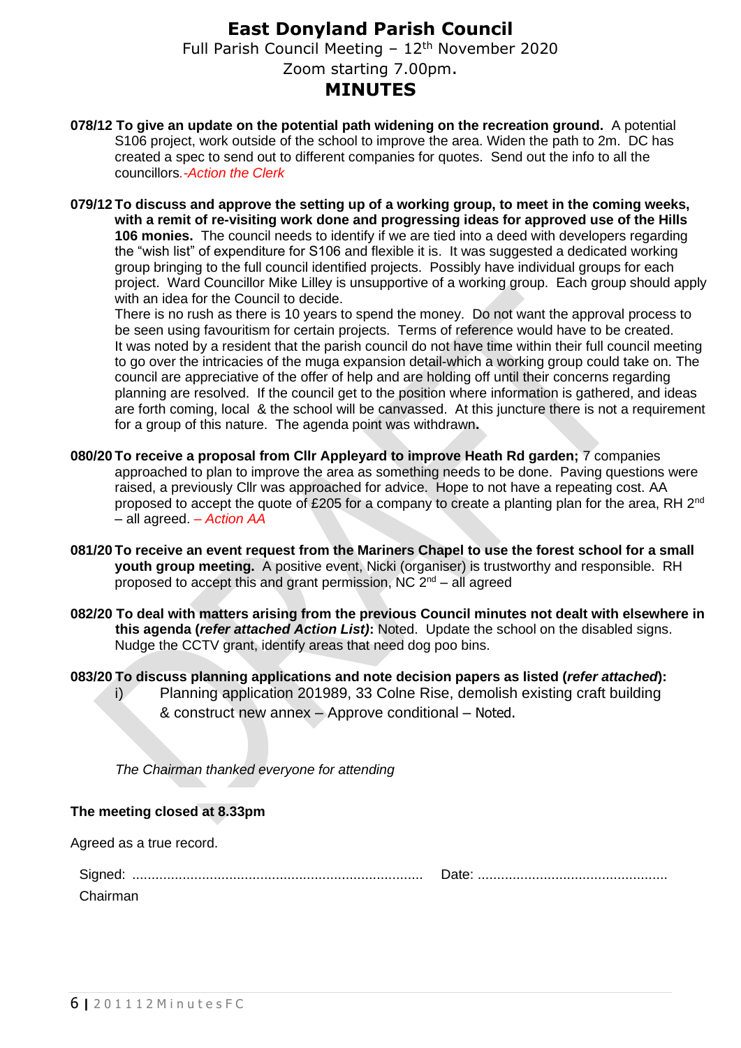# East Donyland Parish Council

Full Parish Council Meeting – 12th November 2020

Zoom starting 7.00pm.

## MINUTES

**078/12 To give an update on the potential path widening on the recreation ground.** A potential S106 project, work outside of the school to improve the area. Widen the path to 2m. DC has created a spec to send out to different companies for quotes. Send out the info to all the councillors. *-Action the Clerk*

**079/12 To discuss and approve the setting up of a working group, to meet in the coming weeks, with a remit of re-visiting work done and progressing ideas for approved use of the Hills 106 monies.** The council needs to identify if we are tied into a deed with developers regarding the "wish list" of expenditure for S106 and flexible it is. It was suggested a dedicated working group bringing to the full council identified projects. Possibly have individual groups for each project. Ward Councillor Mike Lilley is unsupportive of a working group. Each group should apply with an idea for the Council to decide.

There is no rush as there is 10 years to spend the money. Do not want the approval process to be seen using favouritism for certain projects. Terms of reference would have to be created. It was noted by a resident that the parish council do not have time within their full council meeting to go over the intricacies of the muga expansion detail-which a working group could take on. The council are appreciative of the offer of help and are holding off until their concerns regarding planning are resolved. If the council get to the position where information is gathered, and ideas are forth coming, local & the school will be canvassed. At this juncture there is not a requirement for a group of this nature. The agenda point was withdrawn**.**

**080/20 To receive a proposal from Cllr Appleyard to improve Heath Rd garden;** 7 companies approached to plan to improve the area as something needs to be done. Paving questions were raised, a previously Cllr was approached for advice. Hope to not have a repeating cost. AA proposed to accept the quote of £205 for a company to create a planting plan for the area, RH 2nd – all agreed. *– Action AA*

**081/20 To receive an event request from the Mariners Chapel to use the forest school for a small youth group meeting.** A positive event, Nicki (organiser) is trustworthy and responsible. RH proposed to accept this and grant permission, NC 2nd – all agreed

**082/20 To deal with matters arising from the previous Council minutes not dealt with elsewhere in this agenda (*refer attached Action List)*:** Noted. Update the school on the disabled signs. Nudge the CCTV grant, identify areas that need dog poo bins.

**083/20 To discuss planning applications and note decision papers as listed (*refer attached*):**

i) Planning application 201989, 33 Colne Rise, demolish existing craft building & construct new annex – Approve conditional – Noted.

*The Chairman thanked everyone for attending*

**The meeting closed at 8.33pm**

Agreed as a true record.

Signed: ............................................................................ Date: ..................................................

Chairman